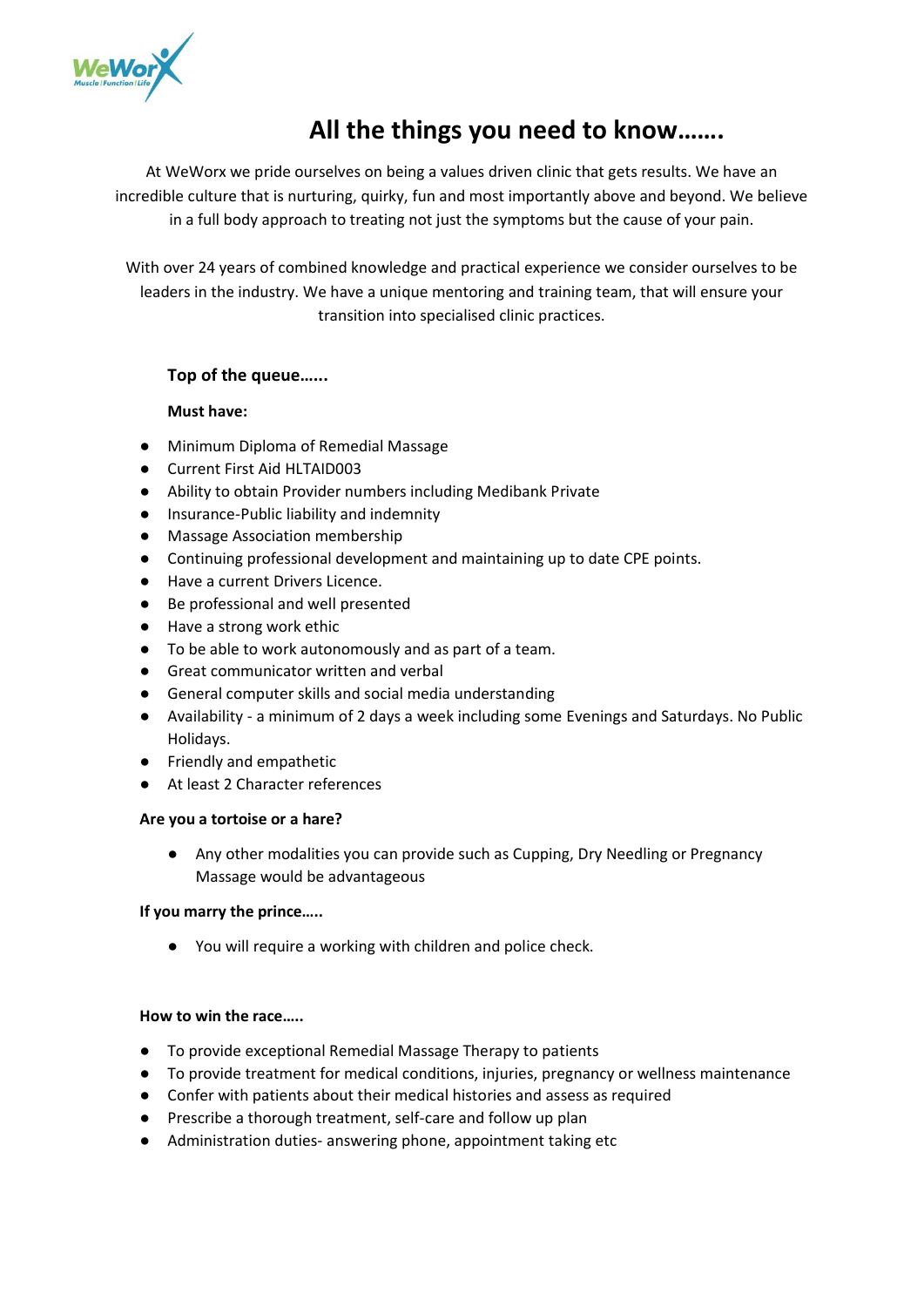# All the things you need to know…….

At WeWorx we pride ourselves on being a values driven clinic that gets results. We have an incredible culture that is nurturing, quirky, fun and most importantly above and beyond. We believe in a full body approach to treating not just the symptoms but the cause of your pain.

With over 24 years of combined knowledge and practical experience we consider ourselves to be leaders in the industry. We have a unique mentoring and training team, that will ensure your transition into specialised clinic practices.

**Top of the queue…...**

**Must have:**

- Minimum Diploma of Remedial Massage
- Current First Aid HLTAID003
- Ability to obtain Provider numbers including Medibank Private
- Insurance-Public liability and indemnity
- Massage Association membership
- Continuing professional development and maintaining up to date CPE points.
- Have a current Drivers Licence.
- Be professional and well presented
- Have a strong work ethic
- To be able to work autonomously and as part of a team.
- Great communicator written and verbal
- General computer skills and social media understanding
- Availability - a minimum of 2 days a week including some Evenings and Saturdays. No Public Holidays.
- Friendly and empathetic
- At least 2 Character references

**Are you a tortoise or a hare?**

- Any other modalities you can provide such as Cupping, Dry Needling or Pregnancy Massage would be advantageous

**If you marry the prince…..**

- You will require a working with children and police check.

**How to win the race…..**

- To provide exceptional Remedial Massage Therapy to patients
- To provide treatment for medical conditions, injuries, pregnancy or wellness maintenance
- Confer with patients about their medical histories and assess as required
- Prescribe a thorough treatment, self-care and follow up plan
- Administration duties- answering phone, appointment taking etc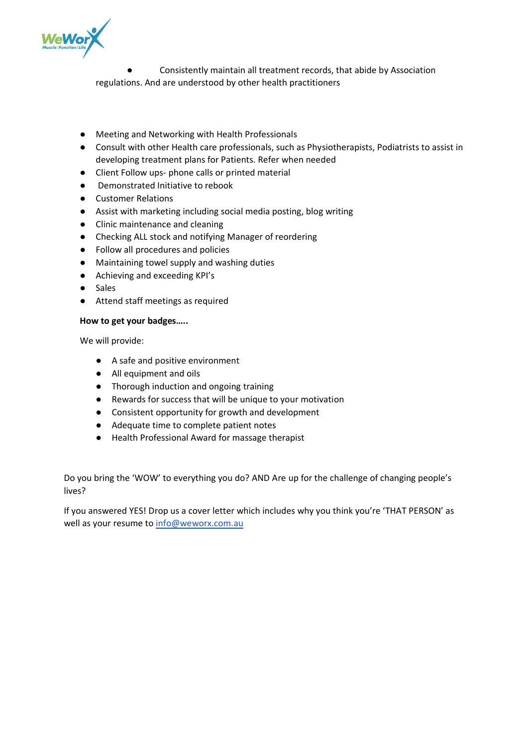- Consistently maintain all treatment records, that abide by Association regulations. And are understood by other health practitioners

- Meeting and Networking with Health Professionals
- Consult with other Health care professionals, such as Physiotherapists, Podiatrists to assist in developing treatment plans for Patients. Refer when needed
- Client Follow ups- phone calls or printed material
- Demonstrated Initiative to rebook
- Customer Relations
- Assist with marketing including social media posting, blog writing
- Clinic maintenance and cleaning
- Checking ALL stock and notifying Manager of reordering
- Follow all procedures and policies
- Maintaining towel supply and washing duties
- Achieving and exceeding KPI's
- Sales
- Attend staff meetings as required

**How to get your badges…..**

We will provide:

- A safe and positive environment
- All equipment and oils
- Thorough induction and ongoing training
- Rewards for success that will be unique to your motivation
- Consistent opportunity for growth and development
- Adequate time to complete patient notes
- Health Professional Award for massage therapist

Do you bring the 'WOW' to everything you do? AND Are up for the challenge of changing people's lives?

If you answered YES! Drop us a cover letter which includes why you think you're 'THAT PERSON' as well as your resume to info@weworx.com.au